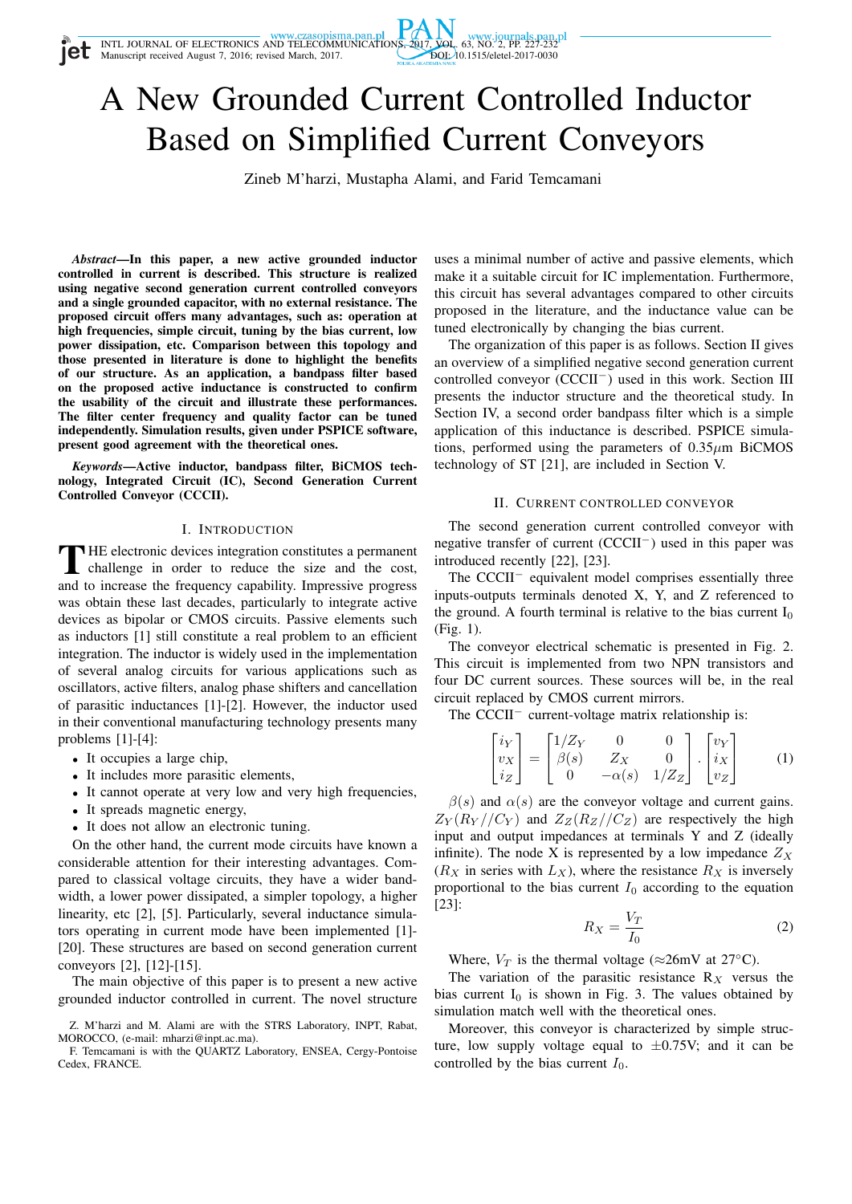# A New Grounded Current Controlled Inductor Based on Simplified Current Conveyors

Zineb M'harzi, Mustapha Alami, and Farid Temcamani

***Abstract*—In this paper, a new active grounded inductor controlled in current is described. This structure is realized using negative second generation current controlled conveyors and a single grounded capacitor, with no external resistance. The proposed circuit offers many advantages, such as: operation at high frequencies, simple circuit, tuning by the bias current, low power dissipation, etc. Comparison between this topology and those presented in literature is done to highlight the benefits of our structure. As an application, a bandpass filter based on the proposed active inductance is constructed to confirm the usability of the circuit and illustrate these performances. The filter center frequency and quality factor can be tuned independently. Simulation results, given under PSPICE software, present good agreement with the theoretical ones.**

***Keywords*—Active inductor, bandpass filter, BiCMOS technology, Integrated Circuit (IC), Second Generation Current Controlled Conveyor (CCCII).**

## I. Introduction

THE electronic devices integration constitutes a permanent challenge in order to reduce the size and the cost, and to increase the frequency capability. Impressive progress was obtain these last decades, particularly to integrate active devices as bipolar or CMOS circuits. Passive elements such as inductors [1] still constitute a real problem to an efficient integration. The inductor is widely used in the implementation of several analog circuits for various applications such as oscillators, active filters, analog phase shifters and cancellation of parasitic inductances [1]-[2]. However, the inductor used in their conventional manufacturing technology presents many problems [1]-[4]:

- It occupies a large chip,
- It includes more parasitic elements,
- It cannot operate at very low and very high frequencies,
- It spreads magnetic energy,
- It does not allow an electronic tuning.

On the other hand, the current mode circuits have known a considerable attention for their interesting advantages. Compared to classical voltage circuits, they have a wider bandwidth, a lower power dissipated, a simpler topology, a higher linearity, etc [2], [5]. Particularly, several inductance simulators operating in current mode have been implemented [1]-[20]. These structures are based on second generation current conveyors [2], [12]-[15].

The main objective of this paper is to present a new active grounded inductor controlled in current. The novel structure uses a minimal number of active and passive elements, which make it a suitable circuit for IC implementation. Furthermore, this circuit has several advantages compared to other circuits proposed in the literature, and the inductance value can be tuned electronically by changing the bias current.

The organization of this paper is as follows. Section II gives an overview of a simplified negative second generation current controlled conveyor (CCCII$^-$) used in this work. Section III presents the inductor structure and the theoretical study. In Section IV, a second order bandpass filter which is a simple application of this inductance is described. PSPICE simulations, performed using the parameters of 0.35$\mu$m BiCMOS technology of ST [21], are included in Section V.

## II. Current Controlled Conveyor

The second generation current controlled conveyor with negative transfer of current (CCCII$^-$) used in this paper was introduced recently [22], [23].

The CCCII$^-$ equivalent model comprises essentially three inputs-outputs terminals denoted X, Y, and Z referenced to the ground. A fourth terminal is relative to the bias current $I_0$ (Fig. 1).

The conveyor electrical schematic is presented in Fig. 2. This circuit is implemented from two NPN transistors and four DC current sources. These sources will be, in the real circuit replaced by CMOS current mirrors.

The CCCII$^-$ current-voltage matrix relationship is:

$$\begin{bmatrix} i_Y \\ v_X \\ i_Z \end{bmatrix} = \begin{bmatrix} 1/Z_Y & 0 & 0 \\ \beta(s) & Z_X & 0 \\ 0 & -\alpha(s) & 1/Z_Z \end{bmatrix} . \begin{bmatrix} v_Y \\ i_X \\ v_Z \end{bmatrix} \tag{1}$$

$\beta(s)$ and $\alpha(s)$ are the conveyor voltage and current gains. $Z_Y(R_Y//C_Y)$ and $Z_Z(R_Z//C_Z)$ are respectively the high input and output impedances at terminals Y and Z (ideally infinite). The node X is represented by a low impedance $Z_X$ ($R_X$ in series with $L_X$), where the resistance $R_X$ is inversely proportional to the bias current $I_0$ according to the equation [23]:

$$R_X = \frac{V_T}{I_0} \tag{2}$$

Where, $V_T$ is the thermal voltage ($\approx$26mV at 27°C).

The variation of the parasitic resistance $R_X$ versus the bias current $I_0$ is shown in Fig. 3. The values obtained by simulation match well with the theoretical ones.

Moreover, this conveyor is characterized by simple structure, low supply voltage equal to $\pm$0.75V; and it can be controlled by the bias current $I_0$.

Z. M'harzi and M. Alami are with the STRS Laboratory, INPT, Rabat, MOROCCO, (e-mail: mharzi@inpt.ac.ma).

F. Temcamani is with the QUARTZ Laboratory, ENSEA, Cergy-Pontoise Cedex, FRANCE.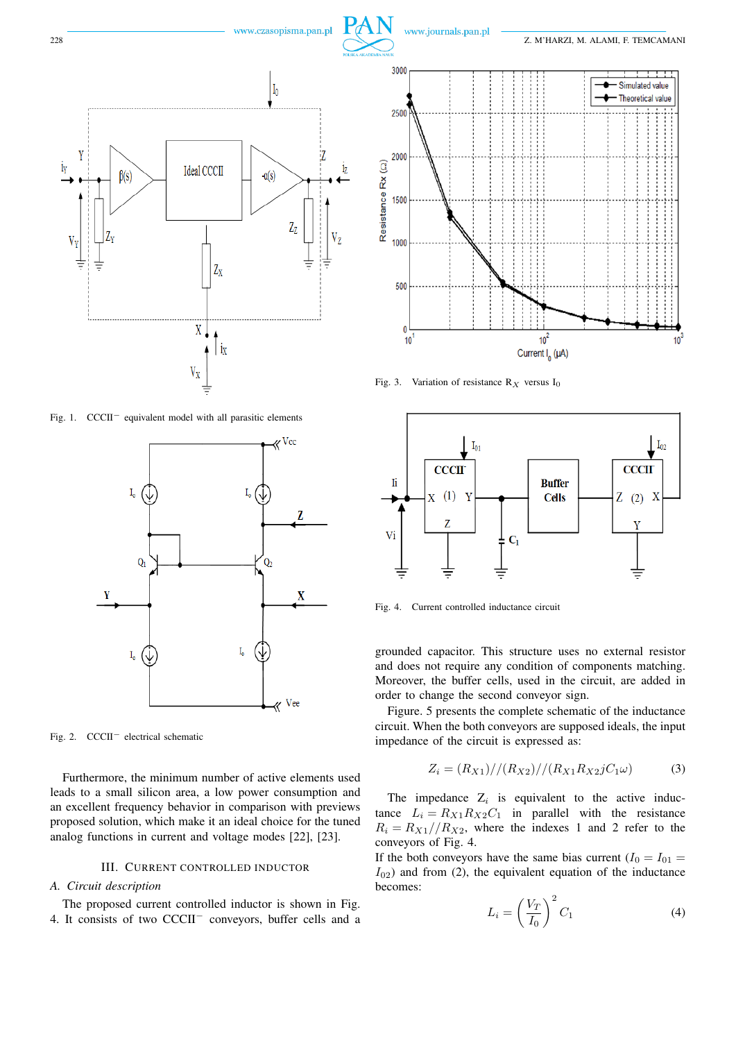Fig. 1. CCCII$^-$ equivalent model with all parasitic elements

Fig. 2. CCCII$^-$ electrical schematic

Furthermore, the minimum number of active elements used leads to a small silicon area, a low power consumption and an excellent frequency behavior in comparison with previews proposed solution, which make it an ideal choice for the tuned analog functions in current and voltage modes [22], [23].

## III. Current Controlled Inductor

### A. *Circuit description*

The proposed current controlled inductor is shown in Fig. 4. It consists of two CCCII$^-$ conveyors, buffer cells and a grounded capacitor. This structure uses no external resistor and does not require any condition of components matching. Moreover, the buffer cells, used in the circuit, are added in order to change the second conveyor sign.

Fig. 3. Variation of resistance $R_X$ versus $I_0$

Fig. 4. Current controlled inductance circuit

Figure. 5 presents the complete schematic of the inductance circuit. When the both conveyors are supposed ideals, the input impedance of the circuit is expressed as:

$$Z_i = (R_{X1})//(R_{X2})//(R_{X1}R_{X2}jC_1\omega) \tag{3}$$

The impedance $Z_i$ is equivalent to the active inductance $L_i = R_{X1}R_{X2}C_1$ in parallel with the resistance $R_i = R_{X1}//R_{X2}$, where the indexes 1 and 2 refer to the conveyors of Fig. 4.

If the both conveyors have the same bias current ($I_0 = I_{01} = I_{02}$) and from (2), the equivalent equation of the inductance becomes:

$$L_i = \left(\frac{V_T}{I_0}\right)^2 C_1 \tag{4}$$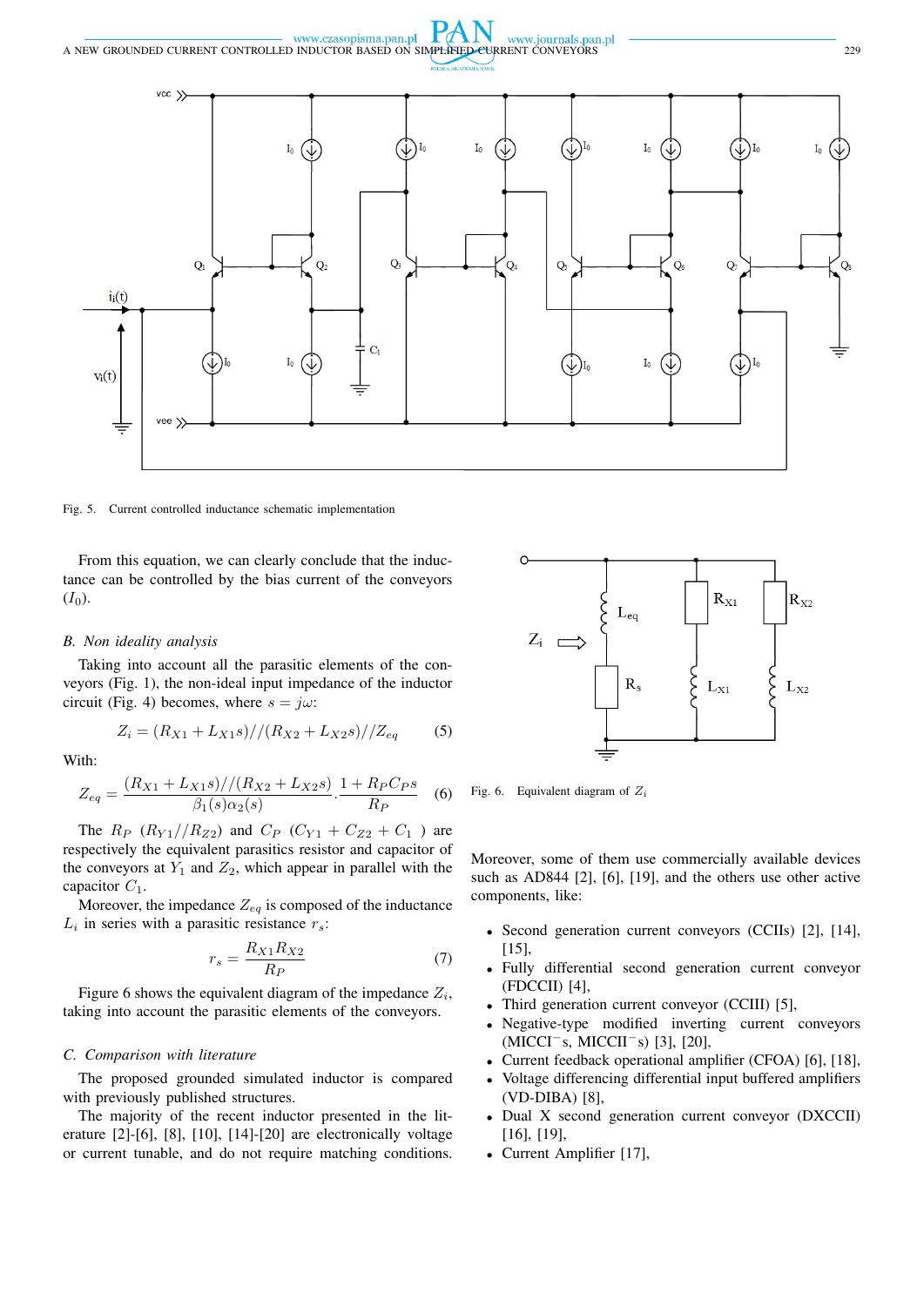Fig. 5. Current controlled inductance schematic implementation

From this equation, we can clearly conclude that the inductance can be controlled by the bias current of the conveyors ($I_0$).

### B. Non ideality analysis

Taking into account all the parasitic elements of the conveyors (Fig. 1), the non-ideal input impedance of the inductor circuit (Fig. 4) becomes, where $s = j\omega$:

$$Z_i = (R_{X1} + L_{X1}s)//(R_{X2} + L_{X2}s)//Z_{eq} \tag{5}$$

With:

$$Z_{eq} = \frac{(R_{X1} + L_{X1}s)//(R_{X2} + L_{X2}s)}{\beta_1(s)\alpha_2(s)} \cdot \frac{1 + R_P C_P s}{R_P} \tag{6}$$

The $R_P$ ($R_{Y1}//R_{Z2}$) and $C_P$ ($C_{Y1} + C_{Z2} + C_1$ ) are respectively the equivalent parasitics resistor and capacitor of the conveyors at $Y_1$ and $Z_2$, which appear in parallel with the capacitor $C_1$.

Moreover, the impedance $Z_{eq}$ is composed of the inductance $L_i$ in series with a parasitic resistance $r_s$:

$$r_s = \frac{R_{X1}R_{X2}}{R_P} \tag{7}$$

Figure 6 shows the equivalent diagram of the impedance $Z_i$, taking into account the parasitic elements of the conveyors.

Fig. 6. Equivalent diagram of $Z_i$

### C. Comparison with literature

The proposed grounded simulated inductor is compared with previously published structures.

The majority of the recent inductor presented in the literature [2]-[6], [8], [10], [14]-[20] are electronically voltage or current tunable, and do not require matching conditions. Moreover, some of them use commercially available devices such as AD844 [2], [6], [19], and the others use other active components, like:

- Second generation current conveyors (CCIIs) [2], [14], [15],
- Fully differential second generation current conveyor (FDCCII) [4],
- Third generation current conveyor (CCIII) [5],
- Negative-type modified inverting current conveyors (MICCI$^-$s, MICCII$^-$s) [3], [20],
- Current feedback operational amplifier (CFOA) [6], [18],
- Voltage differencing differential input buffered amplifiers (VD-DIBA) [8],
- Dual X second generation current conveyor (DXCCII) [16], [19],
- Current Amplifier [17],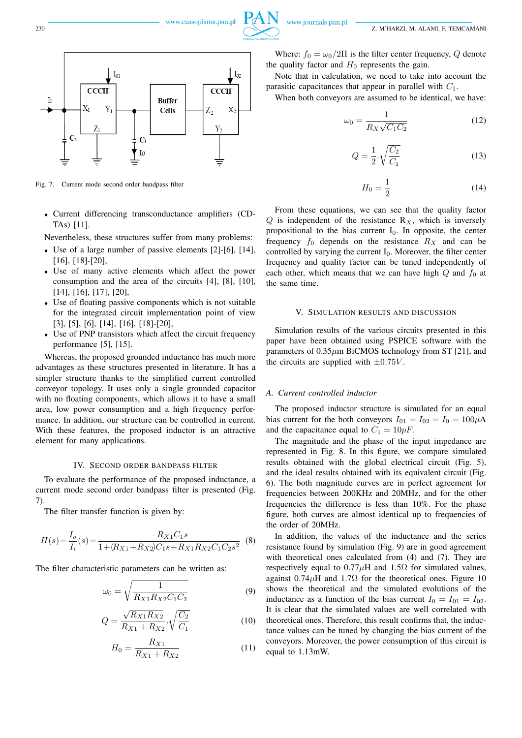Fig. 7. Current mode second order bandpass filter

- Current differencing transconductance amplifiers (CDTAs) [11].

Nevertheless, these structures suffer from many problems:

- Use of a large number of passive elements [2]-[6], [14], [16], [18]-[20],
- Use of many active elements which affect the power consumption and the area of the circuits [4], [8], [10], [14], [16], [17], [20],
- Use of floating passive components which is not suitable for the integrated circuit implementation point of view [3], [5], [6], [14], [16], [18]-[20],
- Use of PNP transistors which affect the circuit frequency performance [5], [15].

Whereas, the proposed grounded inductance has much more advantages as these structures presented in literature. It has a simpler structure thanks to the simplified current controlled conveyor topology. It uses only a single grounded capacitor with no floating components, which allows it to have a small area, low power consumption and a high frequency performance. In addition, our structure can be controlled in current. With these features, the proposed inductor is an attractive element for many applications.

## IV. Second order bandpass filter

To evaluate the performance of the proposed inductance, a current mode second order bandpass filter is presented (Fig. 7).

The filter transfer function is given by:

$$H(s) = \frac{I_o}{I_i}(s) = \frac{-R_{X1}C_1 s}{1+(R_{X1}+R_{X2})C_1 s + R_{X1}R_{X2}C_1C_2 s^2} \tag{8}$$

The filter characteristic parameters can be written as:

$$\omega_0 = \sqrt{\frac{1}{R_{X1}R_{X2}C_1C_2}} \tag{9}$$

$$Q = \frac{\sqrt{R_{X1}R_{X2}}}{R_{X1}+R_{X2}} \cdot \sqrt{\frac{C_2}{C_1}} \tag{10}$$

$$H_0 = \frac{R_{X1}}{R_{X1}+R_{X2}} \tag{11}$$

Where: $f_0 = \omega_0/2\Pi$ is the filter center frequency, $Q$ denote the quality factor and $H_0$ represents the gain.

Note that in calculation, we need to take into account the parasitic capacitances that appear in parallel with $C_1$.

When both conveyors are assumed to be identical, we have:

$$\omega_0 = \frac{1}{R_X\sqrt{C_1C_2}} \tag{12}$$

$$Q = \frac{1}{2} \cdot \sqrt{\frac{C_2}{C_1}} \tag{13}$$

$$H_0 = \frac{1}{2} \tag{14}$$

From these equations, we can see that the quality factor $Q$ is independent of the resistance $R_X$, which is inversely propositional to the bias current $I_0$. In opposite, the center frequency $f_0$ depends on the resistance $R_X$ and can be controlled by varying the current $I_0$. Moreover, the filter center frequency and quality factor can be tuned independently of each other, which means that we can have high $Q$ and $f_0$ at the same time.

## V. Simulation results and discussion

Simulation results of the various circuits presented in this paper have been obtained using PSPICE software with the parameters of 0.35$\mu$m BiCMOS technology from ST [21], and the circuits are supplied with $\pm 0.75V$.

### A. Current controlled inductor

The proposed inductor structure is simulated for an equal bias current for the both conveyors $I_{01} = I_{02} = I_0 = 100\mu$A and the capacitance equal to $C_1 = 10pF$.

The magnitude and the phase of the input impedance are represented in Fig. 8. In this figure, we compare simulated results obtained with the global electrical circuit (Fig. 5), and the ideal results obtained with its equivalent circuit (Fig. 6). The both magnitude curves are in perfect agreement for frequencies between 200KHz and 20MHz, and for the other frequencies the difference is less than 10%. For the phase figure, both curves are almost identical up to frequencies of the order of 20MHz.

In addition, the values of the inductance and the series resistance found by simulation (Fig. 9) are in good agreement with theoretical ones calculated from (4) and (7). They are respectively equal to 0.77$\mu$H and 1.5$\Omega$ for simulated values, against 0.74$\mu$H and 1.7$\Omega$ for the theoretical ones. Figure 10 shows the theoretical and the simulated evolutions of the inductance as a function of the bias current $I_0 = I_{01} = I_{02}$. It is clear that the simulated values are well correlated with theoretical ones. Therefore, this result confirms that, the inductance values can be tuned by changing the bias current of the conveyors. Moreover, the power consumption of this circuit is equal to 1.13mW.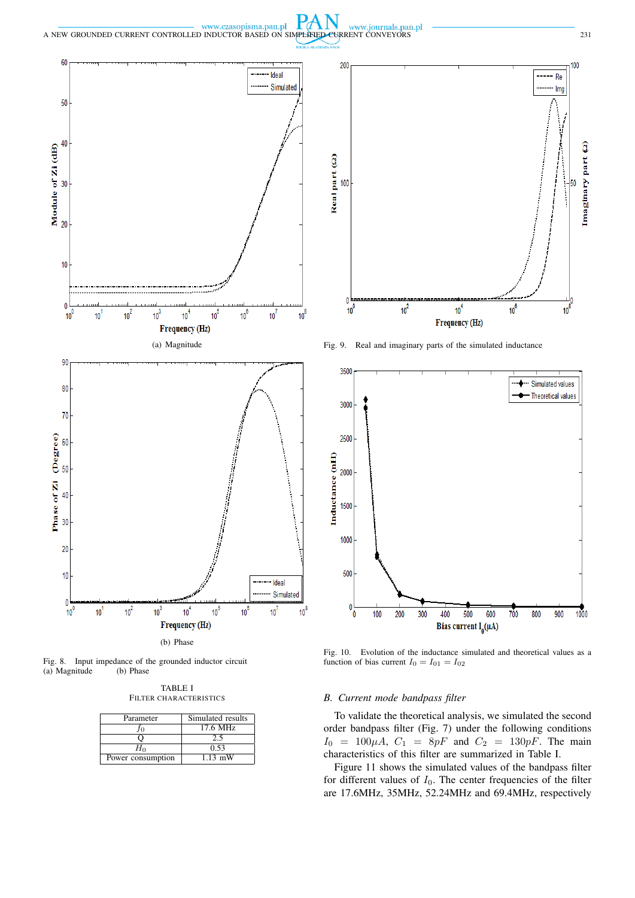(a) Magnitude

(b) Phase

Fig. 8. Input impedance of the grounded inductor circuit (a) Magnitude (b) Phase

Fig. 9. Real and imaginary parts of the simulated inductance

Fig. 10. Evolution of the inductance simulated and theoretical values as a function of bias current $I_0 = I_{01} = I_{02}$

TABLE I
FILTER CHARACTERISTICS

| Parameter | Simulated results |
|---|---|
| $f_0$ | 17.6 MHz |
| Q | 2.5 |
| $H_0$ | 0.53 |
| Power consumption | 1.13 mW |

### B. Current mode bandpass filter

To validate the theoretical analysis, we simulated the second order bandpass filter (Fig. 7) under the following conditions $I_0 = 100\mu A$, $C_1 = 8pF$ and $C_2 = 130pF$. The main characteristics of this filter are summarized in Table I.

Figure 11 shows the simulated values of the bandpass filter for different values of $I_0$. The center frequencies of the filter are 17.6MHz, 35MHz, 52.24MHz and 69.4MHz, respectively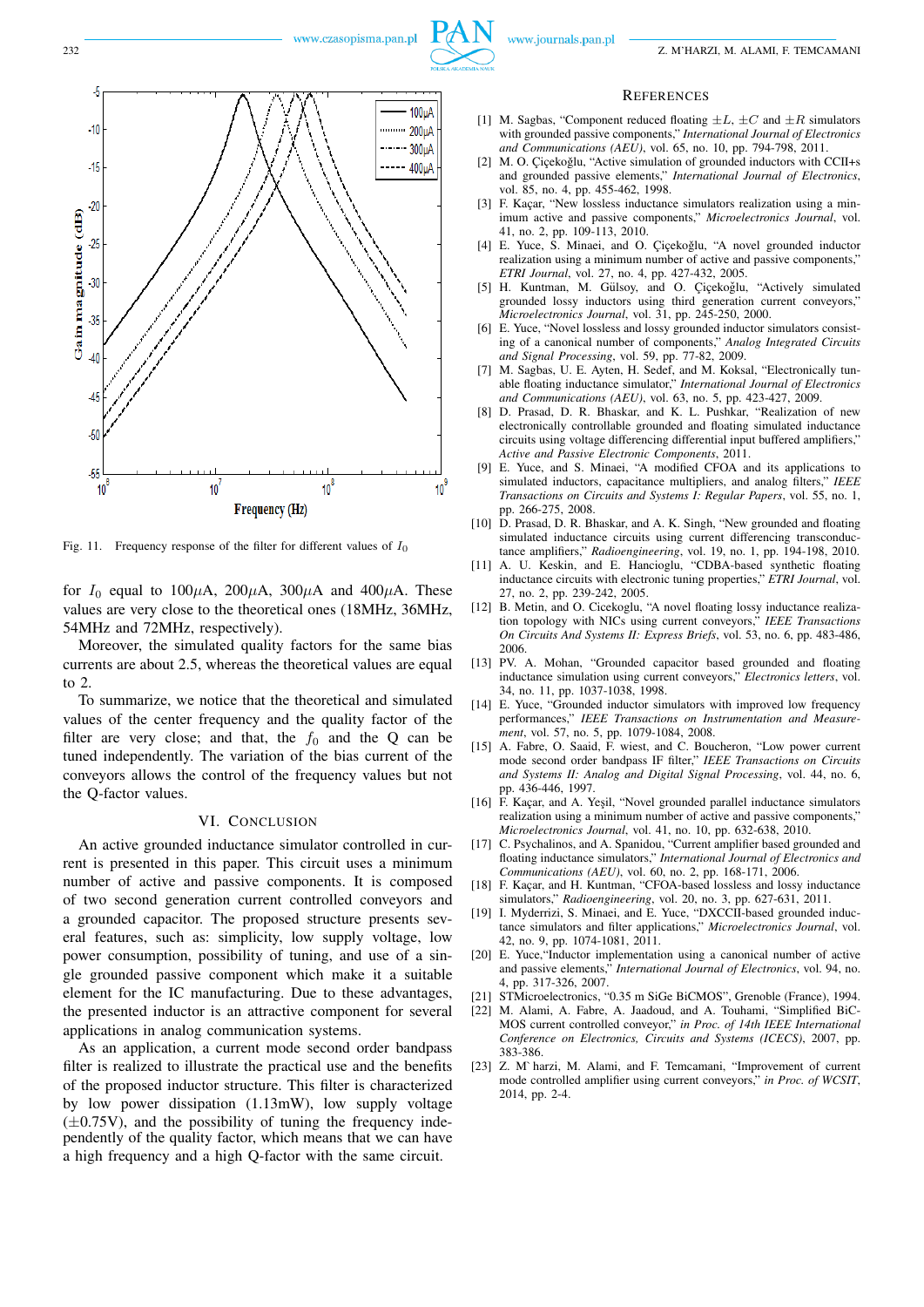-5
-10
-15
-20
-25
-30
-35
-40
-45
-50
-55

Gain in magnitude (dB)

$10^6$ $10^7$ $10^8$ $10^9$

Frequency (Hz)

100μA
200μA
300μA
400μA

Fig. 11. Frequency response of the filter for different values of $I_0$

for $I_0$ equal to 100$\mu$A, 200$\mu$A, 300$\mu$A and 400$\mu$A. These values are very close to the theoretical ones (18MHz, 36MHz, 54MHz and 72MHz, respectively).

Moreover, the simulated quality factors for the same bias currents are about 2.5, whereas the theoretical values are equal to 2.

To summarize, we notice that the theoretical and simulated values of the center frequency and the quality factor of the filter are very close; and that, the $f_0$ and the Q can be tuned independently. The variation of the bias current of the conveyors allows the control of the frequency values but not the Q-factor values.

## VI. Conclusion

An active grounded inductance simulator controlled in current is presented in this paper. This circuit uses a minimum number of active and passive components. It is composed of two second generation current controlled conveyors and a grounded capacitor. The proposed structure presents several features, such as: simplicity, low supply voltage, low power consumption, possibility of tuning, and use of a single grounded passive component which make it a suitable element for the IC manufacturing. Due to these advantages, the presented inductor is an attractive component for several applications in analog communication systems.

As an application, a current mode second order bandpass filter is realized to illustrate the practical use and the benefits of the proposed inductor structure. This filter is characterized by low power dissipation (1.13mW), low supply voltage ($\pm$0.75V), and the possibility of tuning the frequency independently of the quality factor, which means that we can have a high frequency and a high Q-factor with the same circuit.

## References

[1] M. Sagbas, "Component reduced floating $\pm L$, $\pm C$ and $\pm R$ simulators with grounded passive components," *International Journal of Electronics and Communications (AEU)*, vol. 65, no. 10, pp. 794-798, 2011.

[2] M. O. Çiçekoğlu, "Active simulation of grounded inductors with CCII+s and grounded passive elements," *International Journal of Electronics*, vol. 85, no. 4, pp. 455-462, 1998.

[3] F. Kaçar, "New lossless inductance simulators realization using a minimum active and passive components," *Microelectronics Journal*, vol. 41, no. 2, pp. 109-113, 2010.

[4] E. Yuce, S. Minaei, and O. Çiçekoğlu, "A novel grounded inductor realization using a minimum number of active and passive components," *ETRI Journal*, vol. 27, no. 4, pp. 427-432, 2005.

[5] H. Kuntman, M. Gülsoy, and O. Çiçekoğlu, "Actively simulated grounded lossy inductors using third generation current conveyors," *Microelectronics Journal*, vol. 31, pp. 245-250, 2000.

[6] E. Yuce, "Novel lossless and lossy grounded inductor simulators consisting of a canonical number of components," *Analog Integrated Circuits and Signal Processing*, vol. 59, pp. 77-82, 2009.

[7] M. Sagbas, U. E. Ayten, H. Sedef, and M. Koksal, "Electronically tunable floating inductance simulator," *International Journal of Electronics and Communications (AEU)*, vol. 63, no. 5, pp. 423-427, 2009.

[8] D. Prasad, D. R. Bhaskar, and K. L. Pushkar, "Realization of new electronically controllable grounded and floating simulated inductance circuits using voltage differencing differential input buffered amplifiers," *Active and Passive Electronic Components*, 2011.

[9] E. Yuce, and S. Minaei, "A modified CFOA and its applications to simulated inductors, capacitance multipliers, and analog filters," *IEEE Transactions on Circuits and Systems I: Regular Papers*, vol. 55, no. 1, pp. 266-275, 2008.

[10] D. Prasad, D. R. Bhaskar, and A. K. Singh, "New grounded and floating simulated inductance circuits using current differencing transconductance amplifiers," *Radioengineering*, vol. 19, no. 1, pp. 194-198, 2010.

[11] A. U. Keskin, and E. Hancioglu, "CDBA-based synthetic floating inductance circuits with electronic tuning properties," *ETRI Journal*, vol. 27, no. 2, pp. 239-242, 2005.

[12] B. Metin, and O. Cicekoglu, "A novel floating lossy inductance realization topology with NICs using current conveyors," *IEEE Transactions On Circuits and Systems II: Express Briefs*, vol. 53, no. 6, pp. 483-486, 2006.

[13] PV. A. Mohan, "Grounded capacitor based grounded and floating inductance simulation using current conveyors," *Electronics letters*, vol. 34, no. 11, pp. 1037-1038, 1998.

[14] E. Yuce, "Grounded inductor simulators with improved low frequency performances," *IEEE Transactions on Instrumentation and Measurement*, vol. 57, no. 5, pp. 1079-1084, 2008.

[15] A. Fabre, O. Saaid, F. wiest, and C. Boucheron, "Low power current mode second order bandpass IF filter," *IEEE Transactions on Circuits and Systems II: Analog and Digital Signal Processing*, vol. 44, no. 6, pp. 436-446, 1997.

[16] F. Kaçar, and A. Yeşil, "Novel grounded parallel inductance simulators realization using a minimum number of active and passive components," *Microelectronics Journal*, vol. 41, no. 10, pp. 632-638, 2010.

[17] C. Psychalinos, and A. Spanidou, "Current amplifier based grounded and floating inductance simulators," *International Journal of Electronics and Communications (AEU)*, vol. 60, no. 2, pp. 168-171, 2006.

[18] F. Kaçar, and H. Kuntman, "CFOA-based lossless and lossy inductance simulators," *Radioengineering*, vol. 20, no. 3, pp. 627-631, 2011.

[19] I. Myderrizi, S. Minaei, and E. Yuce, "DXCCII-based grounded inductance simulators and filter applications," *Microelectronics Journal*, vol. 42, no. 9, pp. 1074-1081, 2011.

[20] E. Yuce,"Inductor implementation using a canonical number of active and passive elements," *International Journal of Electronics*, vol. 94, no. 4, pp. 317-326, 2007.

[21] STMicroelectronics, "0.35 m SiGe BiCMOS", Grenoble (France), 1994.

[22] M. Alami, A. Fabre, A. Jaadoud, and A. Touhami, "Simplified BiCMOS current controlled conveyor," *in Proc. of 14th IEEE International Conference on Electronics, Circuits and Systems (ICECS)*, 2007, pp. 383-386.

[23] Z. M`harzi, M. Alami, and F. Temcamani, "Improvement of current mode controlled amplifier using current conveyors," *in Proc. of WCSIT*, 2014, pp. 2-4.